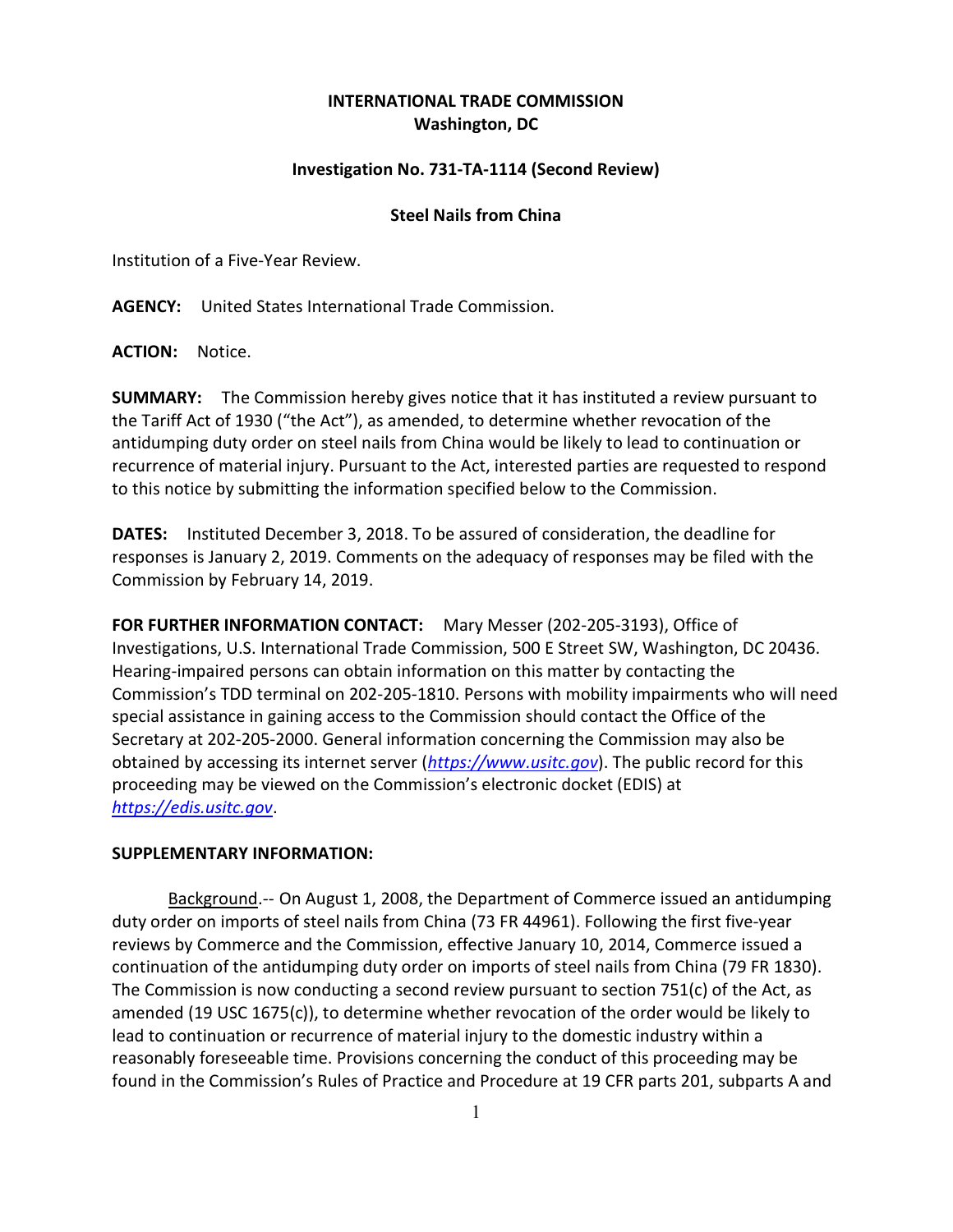**INTERNATIONAL TRADE COMMISSION**
**Washington, DC**

**Investigation No. 731-TA-1114 (Second Review)**

**Steel Nails from China**

Institution of a Five-Year Review.

**AGENCY:** United States International Trade Commission.

**ACTION:** Notice.

**SUMMARY:** The Commission hereby gives notice that it has instituted a review pursuant to the Tariff Act of 1930 ("the Act"), as amended, to determine whether revocation of the antidumping duty order on steel nails from China would be likely to lead to continuation or recurrence of material injury. Pursuant to the Act, interested parties are requested to respond to this notice by submitting the information specified below to the Commission.

**DATES:** Instituted December 3, 2018. To be assured of consideration, the deadline for responses is January 2, 2019. Comments on the adequacy of responses may be filed with the Commission by February 14, 2019.

**FOR FURTHER INFORMATION CONTACT:** Mary Messer (202-205-3193), Office of Investigations, U.S. International Trade Commission, 500 E Street SW, Washington, DC 20436. Hearing-impaired persons can obtain information on this matter by contacting the Commission's TDD terminal on 202-205-1810. Persons with mobility impairments who will need special assistance in gaining access to the Commission should contact the Office of the Secretary at 202-205-2000. General information concerning the Commission may also be obtained by accessing its internet server (*https://www.usitc.gov*). The public record for this proceeding may be viewed on the Commission's electronic docket (EDIS) at *https://edis.usitc.gov*.

**SUPPLEMENTARY INFORMATION:**

Background.-- On August 1, 2008, the Department of Commerce issued an antidumping duty order on imports of steel nails from China (73 FR 44961). Following the first five-year reviews by Commerce and the Commission, effective January 10, 2014, Commerce issued a continuation of the antidumping duty order on imports of steel nails from China (79 FR 1830). The Commission is now conducting a second review pursuant to section 751(c) of the Act, as amended (19 USC 1675(c)), to determine whether revocation of the order would be likely to lead to continuation or recurrence of material injury to the domestic industry within a reasonably foreseeable time. Provisions concerning the conduct of this proceeding may be found in the Commission's Rules of Practice and Procedure at 19 CFR parts 201, subparts A and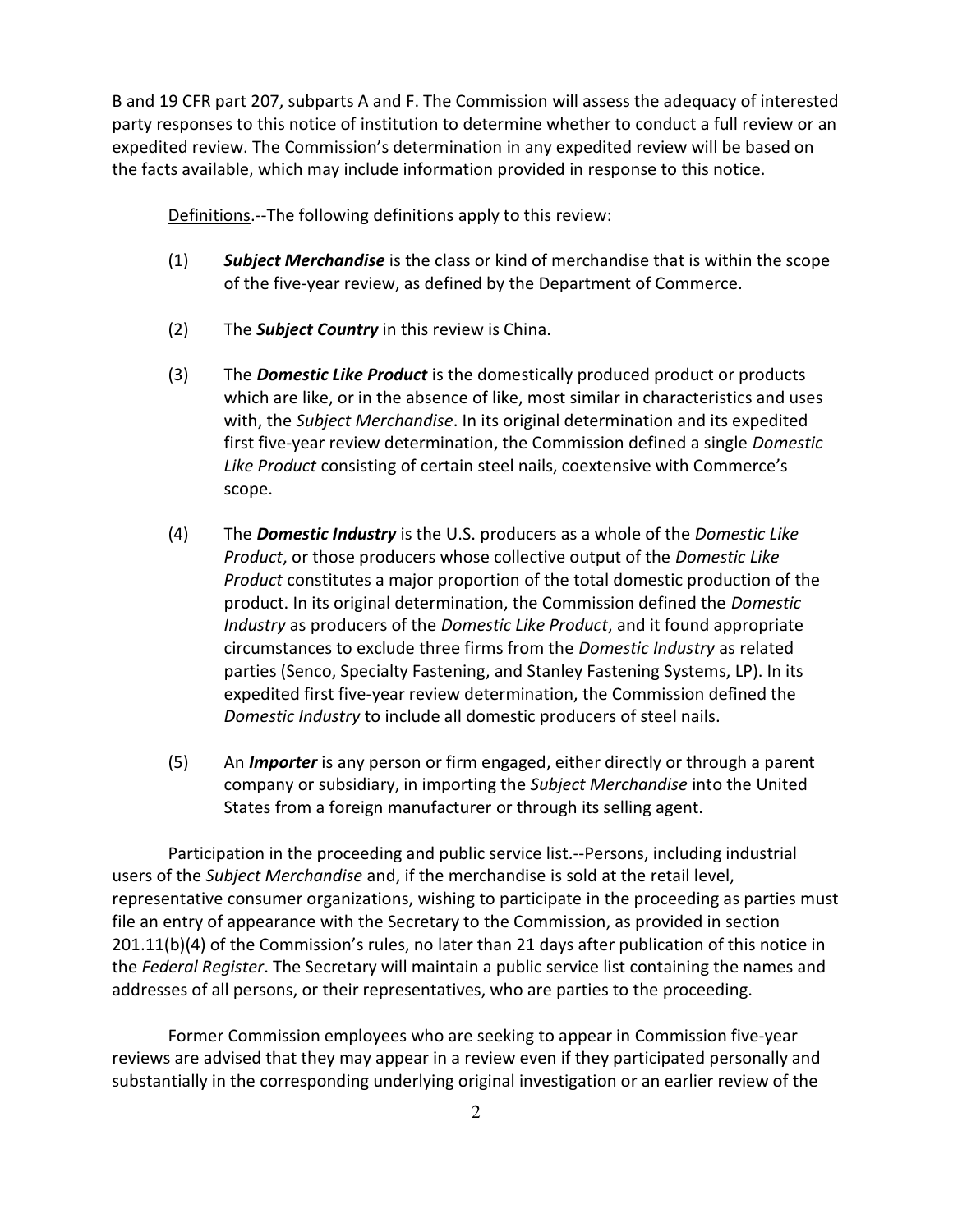B and 19 CFR part 207, subparts A and F. The Commission will assess the adequacy of interested party responses to this notice of institution to determine whether to conduct a full review or an expedited review. The Commission's determination in any expedited review will be based on the facts available, which may include information provided in response to this notice.

Definitions.--The following definitions apply to this review:

(1) ***Subject Merchandise*** is the class or kind of merchandise that is within the scope of the five-year review, as defined by the Department of Commerce.

(2) The ***Subject Country*** in this review is China.

(3) The ***Domestic Like Product*** is the domestically produced product or products which are like, or in the absence of like, most similar in characteristics and uses with, the *Subject Merchandise*. In its original determination and its expedited first five-year review determination, the Commission defined a single *Domestic Like Product* consisting of certain steel nails, coextensive with Commerce's scope.

(4) The ***Domestic Industry*** is the U.S. producers as a whole of the *Domestic Like Product*, or those producers whose collective output of the *Domestic Like Product* constitutes a major proportion of the total domestic production of the product. In its original determination, the Commission defined the *Domestic Industry* as producers of the *Domestic Like Product*, and it found appropriate circumstances to exclude three firms from the *Domestic Industry* as related parties (Senco, Specialty Fastening, and Stanley Fastening Systems, LP). In its expedited first five-year review determination, the Commission defined the *Domestic Industry* to include all domestic producers of steel nails.

(5) An ***Importer*** is any person or firm engaged, either directly or through a parent company or subsidiary, in importing the *Subject Merchandise* into the United States from a foreign manufacturer or through its selling agent.

Participation in the proceeding and public service list.--Persons, including industrial users of the *Subject Merchandise* and, if the merchandise is sold at the retail level, representative consumer organizations, wishing to participate in the proceeding as parties must file an entry of appearance with the Secretary to the Commission, as provided in section 201.11(b)(4) of the Commission's rules, no later than 21 days after publication of this notice in the *Federal Register*. The Secretary will maintain a public service list containing the names and addresses of all persons, or their representatives, who are parties to the proceeding.

Former Commission employees who are seeking to appear in Commission five-year reviews are advised that they may appear in a review even if they participated personally and substantially in the corresponding underlying original investigation or an earlier review of the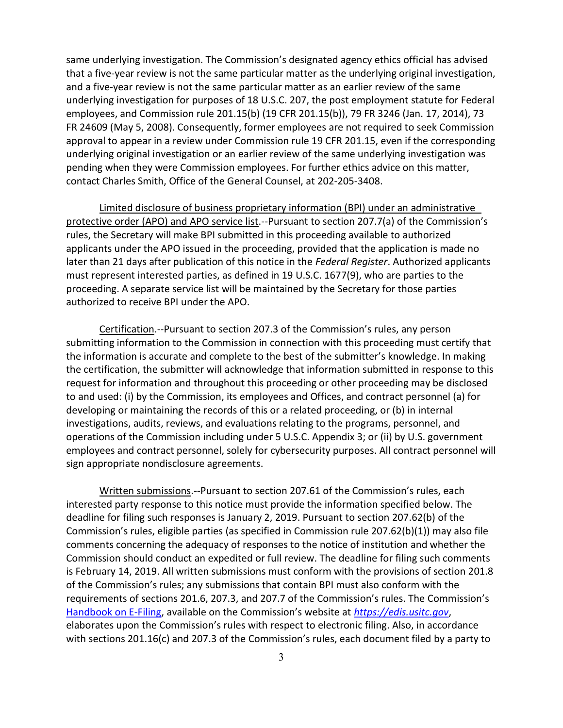same underlying investigation. The Commission's designated agency ethics official has advised that a five-year review is not the same particular matter as the underlying original investigation, and a five-year review is not the same particular matter as an earlier review of the same underlying investigation for purposes of 18 U.S.C. 207, the post employment statute for Federal employees, and Commission rule 201.15(b) (19 CFR 201.15(b)), 79 FR 3246 (Jan. 17, 2014), 73 FR 24609 (May 5, 2008). Consequently, former employees are not required to seek Commission approval to appear in a review under Commission rule 19 CFR 201.15, even if the corresponding underlying original investigation or an earlier review of the same underlying investigation was pending when they were Commission employees. For further ethics advice on this matter, contact Charles Smith, Office of the General Counsel, at 202-205-3408.

Limited disclosure of business proprietary information (BPI) under an administrative protective order (APO) and APO service list.--Pursuant to section 207.7(a) of the Commission's rules, the Secretary will make BPI submitted in this proceeding available to authorized applicants under the APO issued in the proceeding, provided that the application is made no later than 21 days after publication of this notice in the *Federal Register*. Authorized applicants must represent interested parties, as defined in 19 U.S.C. 1677(9), who are parties to the proceeding. A separate service list will be maintained by the Secretary for those parties authorized to receive BPI under the APO.

Certification.--Pursuant to section 207.3 of the Commission's rules, any person submitting information to the Commission in connection with this proceeding must certify that the information is accurate and complete to the best of the submitter's knowledge. In making the certification, the submitter will acknowledge that information submitted in response to this request for information and throughout this proceeding or other proceeding may be disclosed to and used: (i) by the Commission, its employees and Offices, and contract personnel (a) for developing or maintaining the records of this or a related proceeding, or (b) in internal investigations, audits, reviews, and evaluations relating to the programs, personnel, and operations of the Commission including under 5 U.S.C. Appendix 3; or (ii) by U.S. government employees and contract personnel, solely for cybersecurity purposes. All contract personnel will sign appropriate nondisclosure agreements.

Written submissions.--Pursuant to section 207.61 of the Commission's rules, each interested party response to this notice must provide the information specified below. The deadline for filing such responses is January 2, 2019. Pursuant to section 207.62(b) of the Commission's rules, eligible parties (as specified in Commission rule 207.62(b)(1)) may also file comments concerning the adequacy of responses to the notice of institution and whether the Commission should conduct an expedited or full review. The deadline for filing such comments is February 14, 2019. All written submissions must conform with the provisions of section 201.8 of the Commission's rules; any submissions that contain BPI must also conform with the requirements of sections 201.6, 207.3, and 207.7 of the Commission's rules. The Commission's Handbook on E-Filing, available on the Commission's website at *https://edis.usitc.gov*, elaborates upon the Commission's rules with respect to electronic filing. Also, in accordance with sections 201.16(c) and 207.3 of the Commission's rules, each document filed by a party to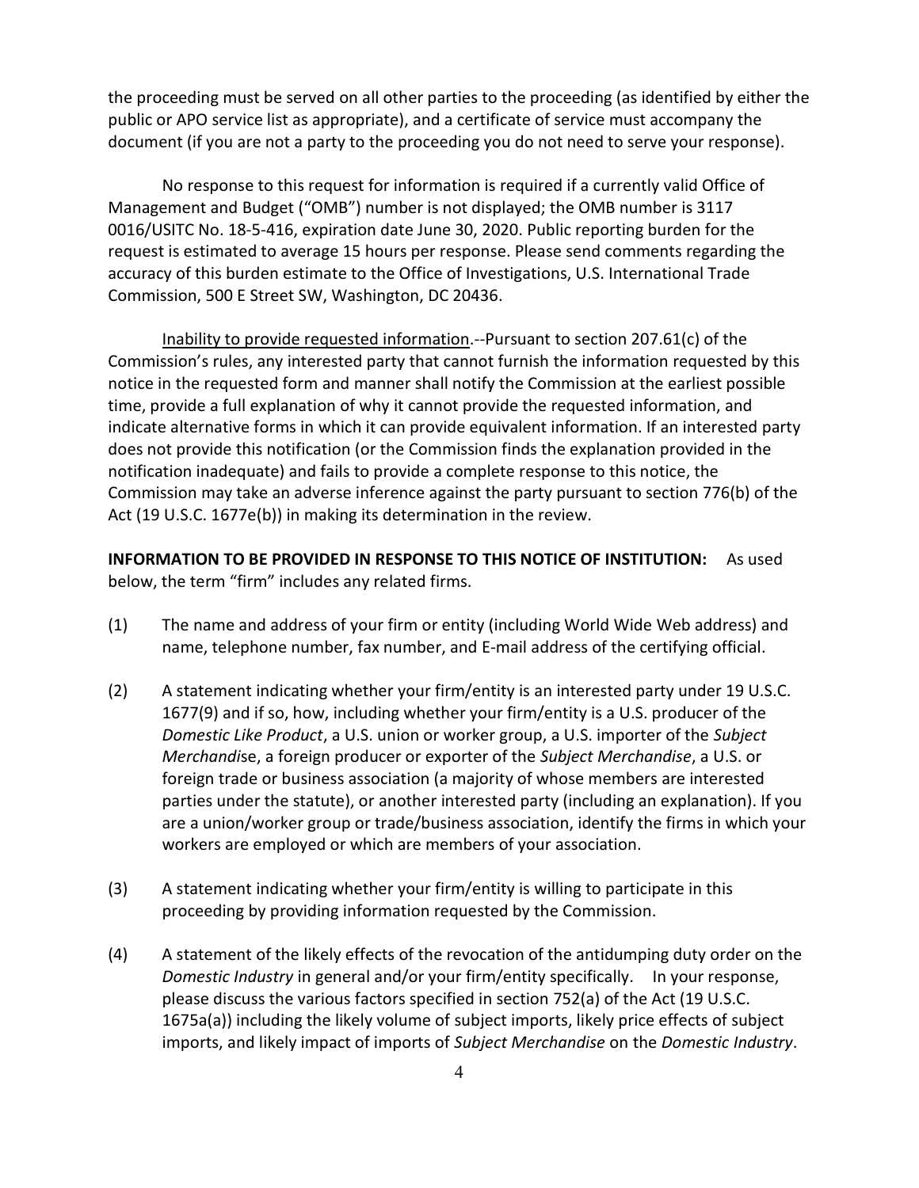the proceeding must be served on all other parties to the proceeding (as identified by either the public or APO service list as appropriate), and a certificate of service must accompany the document (if you are not a party to the proceeding you do not need to serve your response).

No response to this request for information is required if a currently valid Office of Management and Budget ("OMB") number is not displayed; the OMB number is 3117 0016/USITC No. 18-5-416, expiration date June 30, 2020. Public reporting burden for the request is estimated to average 15 hours per response. Please send comments regarding the accuracy of this burden estimate to the Office of Investigations, U.S. International Trade Commission, 500 E Street SW, Washington, DC 20436.

Inability to provide requested information.--Pursuant to section 207.61(c) of the Commission's rules, any interested party that cannot furnish the information requested by this notice in the requested form and manner shall notify the Commission at the earliest possible time, provide a full explanation of why it cannot provide the requested information, and indicate alternative forms in which it can provide equivalent information. If an interested party does not provide this notification (or the Commission finds the explanation provided in the notification inadequate) and fails to provide a complete response to this notice, the Commission may take an adverse inference against the party pursuant to section 776(b) of the Act (19 U.S.C. 1677e(b)) in making its determination in the review.

**INFORMATION TO BE PROVIDED IN RESPONSE TO THIS NOTICE OF INSTITUTION:** As used below, the term "firm" includes any related firms.

(1) The name and address of your firm or entity (including World Wide Web address) and name, telephone number, fax number, and E-mail address of the certifying official.

(2) A statement indicating whether your firm/entity is an interested party under 19 U.S.C. 1677(9) and if so, how, including whether your firm/entity is a U.S. producer of the *Domestic Like Product*, a U.S. union or worker group, a U.S. importer of the *Subject Merchandise*, a foreign producer or exporter of the *Subject Merchandise*, a U.S. or foreign trade or business association (a majority of whose members are interested parties under the statute), or another interested party (including an explanation). If you are a union/worker group or trade/business association, identify the firms in which your workers are employed or which are members of your association.

(3) A statement indicating whether your firm/entity is willing to participate in this proceeding by providing information requested by the Commission.

(4) A statement of the likely effects of the revocation of the antidumping duty order on the *Domestic Industry* in general and/or your firm/entity specifically. In your response, please discuss the various factors specified in section 752(a) of the Act (19 U.S.C. 1675a(a)) including the likely volume of subject imports, likely price effects of subject imports, and likely impact of imports of *Subject Merchandise* on the *Domestic Industry*.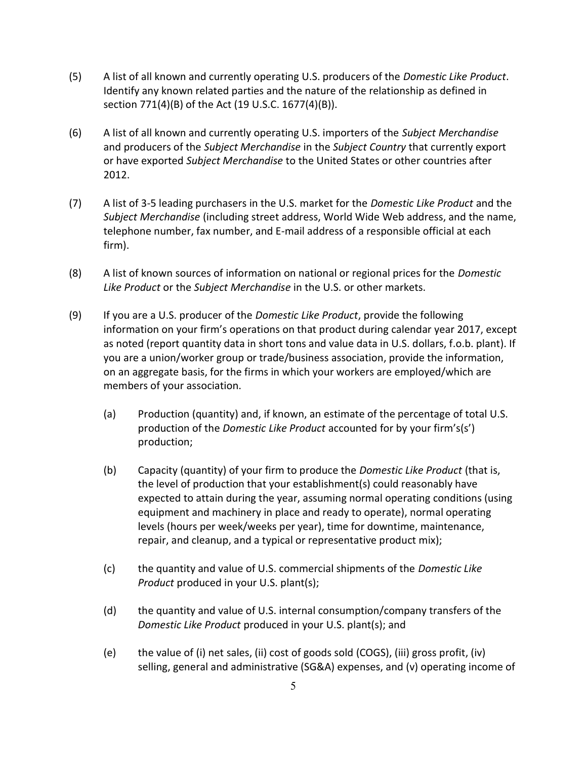(5) A list of all known and currently operating U.S. producers of the *Domestic Like Product*. Identify any known related parties and the nature of the relationship as defined in section 771(4)(B) of the Act (19 U.S.C. 1677(4)(B)).

(6) A list of all known and currently operating U.S. importers of the *Subject Merchandise* and producers of the *Subject Merchandise* in the *Subject Country* that currently export or have exported *Subject Merchandise* to the United States or other countries after 2012.

(7) A list of 3-5 leading purchasers in the U.S. market for the *Domestic Like Product* and the *Subject Merchandise* (including street address, World Wide Web address, and the name, telephone number, fax number, and E-mail address of a responsible official at each firm).

(8) A list of known sources of information on national or regional prices for the *Domestic Like Product* or the *Subject Merchandise* in the U.S. or other markets.

(9) If you are a U.S. producer of the *Domestic Like Product*, provide the following information on your firm's operations on that product during calendar year 2017, except as noted (report quantity data in short tons and value data in U.S. dollars, f.o.b. plant). If you are a union/worker group or trade/business association, provide the information, on an aggregate basis, for the firms in which your workers are employed/which are members of your association.

   (a) Production (quantity) and, if known, an estimate of the percentage of total U.S. production of the *Domestic Like Product* accounted for by your firm's(s') production;

   (b) Capacity (quantity) of your firm to produce the *Domestic Like Product* (that is, the level of production that your establishment(s) could reasonably have expected to attain during the year, assuming normal operating conditions (using equipment and machinery in place and ready to operate), normal operating levels (hours per week/weeks per year), time for downtime, maintenance, repair, and cleanup, and a typical or representative product mix);

   (c) the quantity and value of U.S. commercial shipments of the *Domestic Like Product* produced in your U.S. plant(s);

   (d) the quantity and value of U.S. internal consumption/company transfers of the *Domestic Like Product* produced in your U.S. plant(s); and

   (e) the value of (i) net sales, (ii) cost of goods sold (COGS), (iii) gross profit, (iv) selling, general and administrative (SG&A) expenses, and (v) operating income of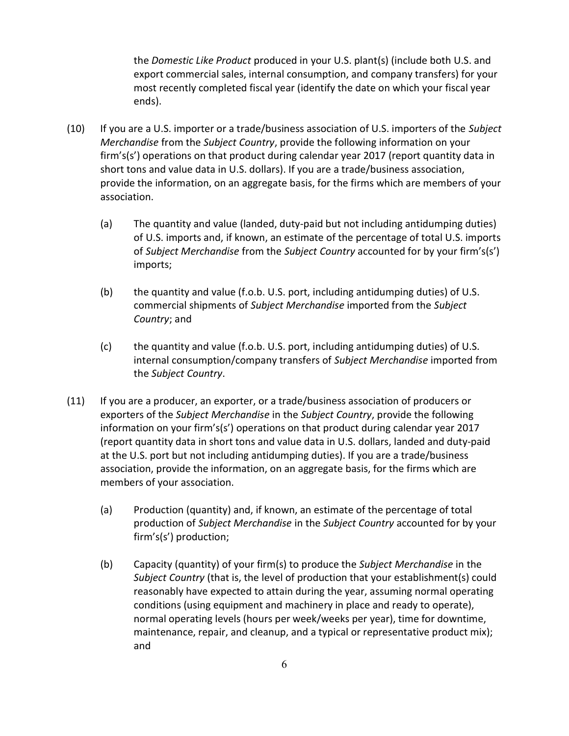the *Domestic Like Product* produced in your U.S. plant(s) (include both U.S. and export commercial sales, internal consumption, and company transfers) for your most recently completed fiscal year (identify the date on which your fiscal year ends).

(10) If you are a U.S. importer or a trade/business association of U.S. importers of the *Subject Merchandise* from the *Subject Country*, provide the following information on your firm's(s') operations on that product during calendar year 2017 (report quantity data in short tons and value data in U.S. dollars). If you are a trade/business association, provide the information, on an aggregate basis, for the firms which are members of your association.

(a) The quantity and value (landed, duty-paid but not including antidumping duties) of U.S. imports and, if known, an estimate of the percentage of total U.S. imports of *Subject Merchandise* from the *Subject Country* accounted for by your firm's(s') imports;

(b) the quantity and value (f.o.b. U.S. port, including antidumping duties) of U.S. commercial shipments of *Subject Merchandise* imported from the *Subject Country*; and

(c) the quantity and value (f.o.b. U.S. port, including antidumping duties) of U.S. internal consumption/company transfers of *Subject Merchandise* imported from the *Subject Country*.

(11) If you are a producer, an exporter, or a trade/business association of producers or exporters of the *Subject Merchandise* in the *Subject Country*, provide the following information on your firm's(s') operations on that product during calendar year 2017 (report quantity data in short tons and value data in U.S. dollars, landed and duty-paid at the U.S. port but not including antidumping duties). If you are a trade/business association, provide the information, on an aggregate basis, for the firms which are members of your association.

(a) Production (quantity) and, if known, an estimate of the percentage of total production of *Subject Merchandise* in the *Subject Country* accounted for by your firm's(s') production;

(b) Capacity (quantity) of your firm(s) to produce the *Subject Merchandise* in the *Subject Country* (that is, the level of production that your establishment(s) could reasonably have expected to attain during the year, assuming normal operating conditions (using equipment and machinery in place and ready to operate), normal operating levels (hours per week/weeks per year), time for downtime, maintenance, repair, and cleanup, and a typical or representative product mix); and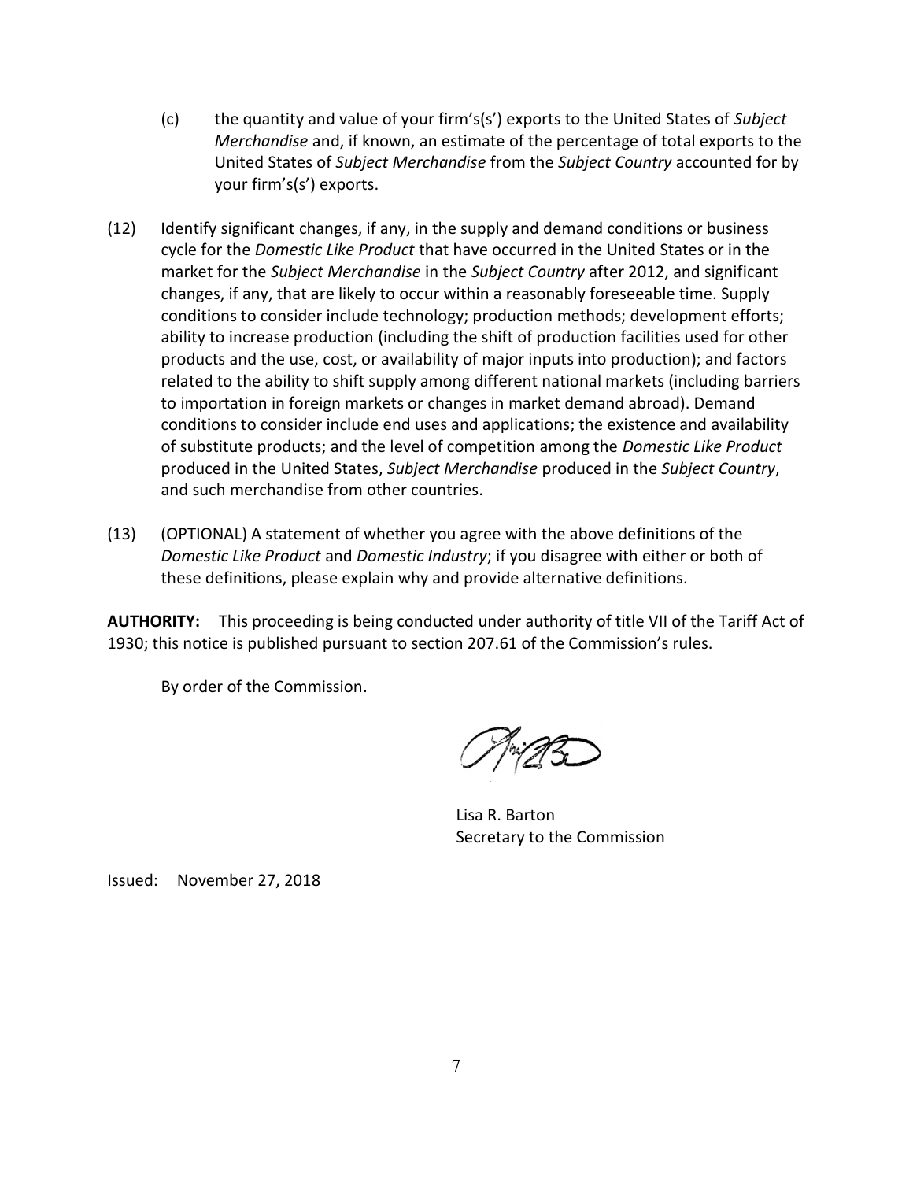(c) the quantity and value of your firm's(s') exports to the United States of *Subject Merchandise* and, if known, an estimate of the percentage of total exports to the United States of *Subject Merchandise* from the *Subject Country* accounted for by your firm's(s') exports.

(12) Identify significant changes, if any, in the supply and demand conditions or business cycle for the *Domestic Like Product* that have occurred in the United States or in the market for the *Subject Merchandise* in the *Subject Country* after 2012, and significant changes, if any, that are likely to occur within a reasonably foreseeable time. Supply conditions to consider include technology; production methods; development efforts; ability to increase production (including the shift of production facilities used for other products and the use, cost, or availability of major inputs into production); and factors related to the ability to shift supply among different national markets (including barriers to importation in foreign markets or changes in market demand abroad). Demand conditions to consider include end uses and applications; the existence and availability of substitute products; and the level of competition among the *Domestic Like Product* produced in the United States, *Subject Merchandise* produced in the *Subject Country*, and such merchandise from other countries.

(13) (OPTIONAL) A statement of whether you agree with the above definitions of the *Domestic Like Product* and *Domestic Industry*; if you disagree with either or both of these definitions, please explain why and provide alternative definitions.

**AUTHORITY:** This proceeding is being conducted under authority of title VII of the Tariff Act of 1930; this notice is published pursuant to section 207.61 of the Commission's rules.

By order of the Commission.

Lisa R. Barton
Secretary to the Commission

Issued: November 27, 2018